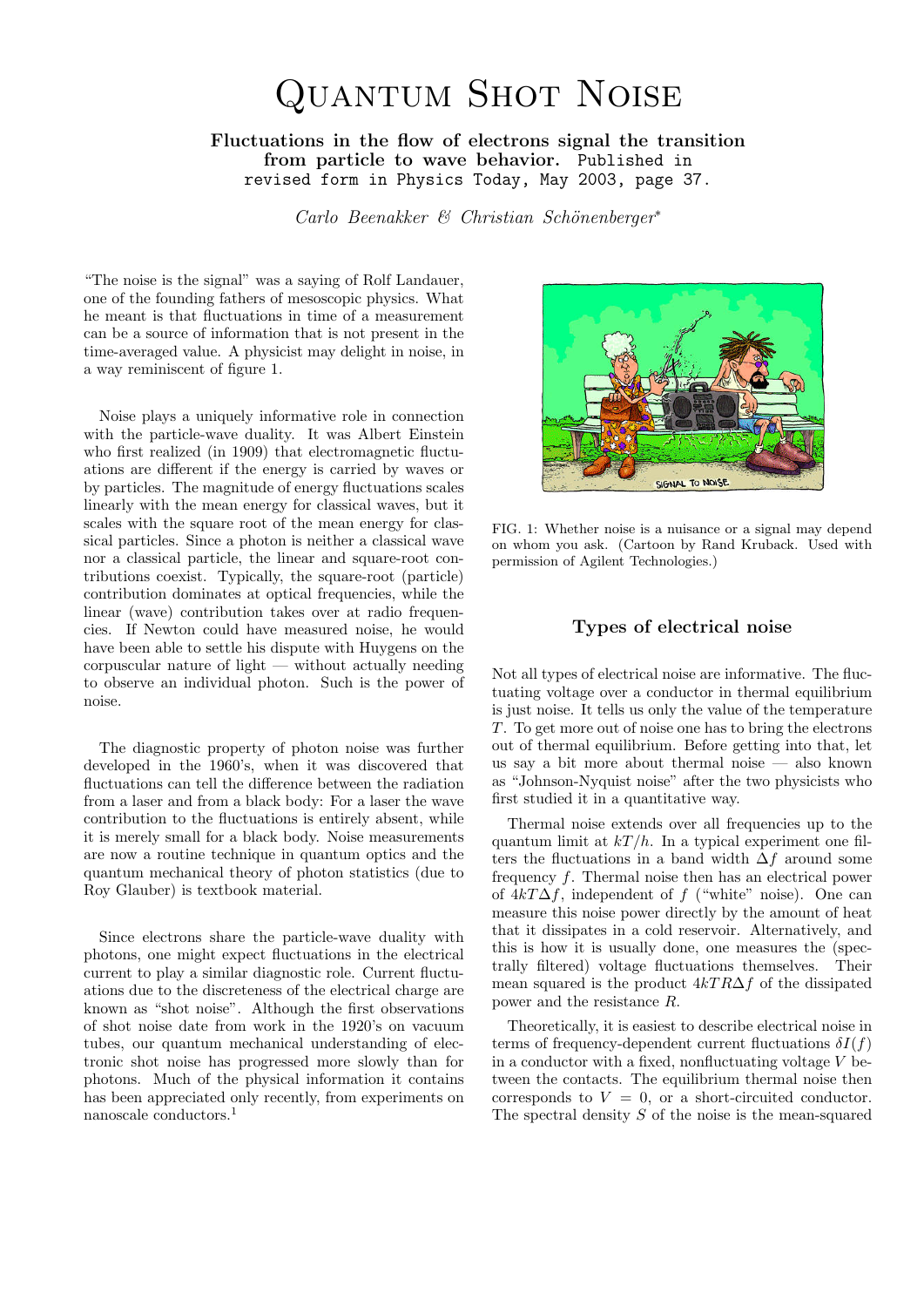# Quantum Shot Noise

**Fluctuations in the flow of electrons signal the transition from particle to wave behavior.** Published in revised form in Physics Today, May 2003, page 37.

*Carlo Beenakker & Christian Schönenberger*[*]

"The noise is the signal" was a saying of Rolf Landauer, one of the founding fathers of mesoscopic physics. What he meant is that fluctuations in time of a measurement can be a source of information that is not present in the time-averaged value. A physicist may delight in noise, in a way reminiscent of figure 1.

Noise plays a uniquely informative role in connection with the particle-wave duality. It was Albert Einstein who first realized (in 1909) that electromagnetic fluctuations are different if the energy is carried by waves or by particles. The magnitude of energy fluctuations scales linearly with the mean energy for classical waves, but it scales with the square root of the mean energy for classical particles. Since a photon is neither a classical wave nor a classical particle, the linear and square-root contributions coexist. Typically, the square-root (particle) contribution dominates at optical frequencies, while the linear (wave) contribution takes over at radio frequencies. If Newton could have measured noise, he would have been able to settle his dispute with Huygens on the corpuscular nature of light — without actually needing to observe an individual photon. Such is the power of noise.

The diagnostic property of photon noise was further developed in the 1960's, when it was discovered that fluctuations can tell the difference between the radiation from a laser and from a black body: For a laser the wave contribution to the fluctuations is entirely absent, while it is merely small for a black body. Noise measurements are now a routine technique in quantum optics and the quantum mechanical theory of photon statistics (due to Roy Glauber) is textbook material.

Since electrons share the particle-wave duality with photons, one might expect fluctuations in the electrical current to play a similar diagnostic role. Current fluctuations due to the discreteness of the electrical charge are known as "shot noise". Although the first observations of shot noise date from work in the 1920's on vacuum tubes, our quantum mechanical understanding of electronic shot noise has progressed more slowly than for photons. Much of the physical information it contains has been appreciated only recently, from experiments on nanoscale conductors.[1]

FIG. 1: Whether noise is a nuisance or a signal may depend on whom you ask. (Cartoon by Rand Kruback. Used with permission of Agilent Technologies.)

## Types of electrical noise

Not all types of electrical noise are informative. The fluctuating voltage over a conductor in thermal equilibrium is just noise. It tells us only the value of the temperature $T$. To get more out of noise one has to bring the electrons out of thermal equilibrium. Before getting into that, let us say a bit more about thermal noise — also known as "Johnson-Nyquist noise" after the two physicists who first studied it in a quantitative way.

Thermal noise extends over all frequencies up to the quantum limit at $kT/h$. In a typical experiment one filters the fluctuations in a band width $\Delta f$ around some frequency $f$. Thermal noise then has an electrical power of $4kT\Delta f$, independent of $f$ ("white" noise). One can measure this noise power directly by the amount of heat that it dissipates in a cold reservoir. Alternatively, and this is how it is usually done, one measures the (spectrally filtered) voltage fluctuations themselves. Their mean squared is the product $4kTR\Delta f$ of the dissipated power and the resistance $R$.

Theoretically, it is easiest to describe electrical noise in terms of frequency-dependent current fluctuations $\delta I(f)$ in a conductor with a fixed, nonfluctuating voltage $V$ between the contacts. The equilibrium thermal noise then corresponds to $V = 0$, or a short-circuited conductor. The spectral density $S$ of the noise is the mean-squared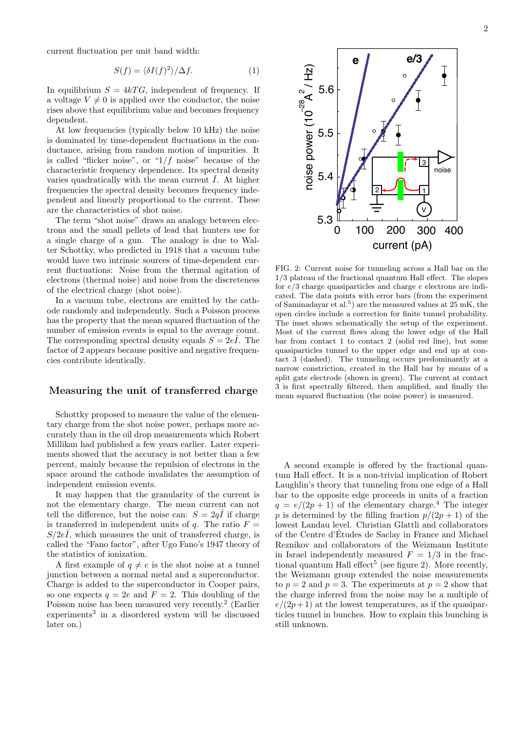current fluctuation per unit band width:

$$S(f) = \langle \delta I(f)^2 \rangle / \Delta f. \tag{1}$$

In equilibrium $S = 4kTG$, independent of frequency. If a voltage $V \neq 0$ is applied over the conductor, the noise rises above that equilibrium value and becomes frequency dependent.

At low frequencies (typically below 10 kHz) the noise is dominated by time-dependent fluctuations in the conductance, arising from random motion of impurities. It is called "flicker noise", or "$1/f$ noise" because of the characteristic frequency dependence. Its spectral density varies quadratically with the mean current $\bar{I}$. At higher frequencies the spectral density becomes frequency independent and linearly proportional to the current. These are the characteristics of shot noise.

The term "shot noise" draws an analogy between electrons and the small pellets of lead that hunters use for a single charge of a gun. The analogy is due to Walter Schottky, who predicted in 1918 that a vacuum tube would have two intrinsic sources of time-dependent current fluctuations: Noise from the thermal agitation of electrons (thermal noise) and noise from the discreteness of the electrical charge (shot noise).

In a vacuum tube, electrons are emitted by the cathode randomly and independently. Such a Poisson process has the property that the mean squared fluctuation of the number of emission events is equal to the average count. The corresponding spectral density equals $S = 2e\bar{I}$. The factor of 2 appears because positive and negative frequencies contribute identically.

## Measuring the unit of transferred charge

Schottky proposed to measure the value of the elementary charge from the shot noise power, perhaps more accurately than in the oil drop measurements which Robert Millikan had published a few years earlier. Later experiments showed that the accuracy is not better than a few percent, mainly because the repulsion of electrons in the space around the cathode invalidates the assumption of independent emission events.

It may happen that the granularity of the current is not the elementary charge. The mean current can not tell the difference, but the noise can: $S = 2q\bar{I}$ if charge is transferred in independent units of $q$. The ratio $F = S/2e\bar{I}$, which measures the unit of transferred charge, is called the "Fano factor", after Ugo Fano's 1947 theory of the statistics of ionization.

A first example of $q \neq e$ is the shot noise at a tunnel junction between a normal metal and a superconductor. Charge is added to the superconductor in Cooper pairs, so one expects $q = 2e$ and $F = 2$. This doubling of the Poisson noise has been measured very recently.[2] (Earlier experiments[3] in a disordered system will be discussed later on.)

FIG. 2: Current noise for tunneling across a Hall bar on the 1/3 plateau of the fractional quantum Hall effect. The slopes for $e/3$ charge quasiparticles and charge $e$ electrons are indicated. The data points with error bars (from the experiment of Saminadayar et al.[5]) are the measured values at 25 mK, the open circles include a correction for finite tunnel probability. The inset shows schematically the setup of the experiment. Most of the current flows along the lower edge of the Hall bar from contact 1 to contact 2 (solid red line), but some quasiparticles tunnel to the upper edge and end up at contact 3 (dashed). The tunneling occurs predominantly at a narrow constriction, created in the Hall bar by means of a split gate electrode (shown in green). The current at contact 3 is first spectrally filtered, then amplified, and finally the mean squared fluctuation (the noise power) is measured.

A second example is offered by the fractional quantum Hall effect. It is a non-trivial implication of Robert Laughlin's theory that tunneling from one edge of a Hall bar to the opposite edge proceeds in units of a fraction $q = e/(2p + 1)$ of the elementary charge.[4] The integer $p$ is determined by the filling fraction $p/(2p + 1)$ of the lowest Landau level. Christian Glattli and collaborators of the Centre d'Études de Saclay in France and Michael Reznikov and collaborators of the Weizmann Institute in Israel independently measured $F = 1/3$ in the fractional quantum Hall effect[5] (see figure 2). More recently, the Weizmann group extended the noise measurements to $p = 2$ and $p = 3$. The experiments at $p = 2$ show that the charge inferred from the noise may be a multiple of $e/(2p+1)$ at the lowest temperatures, as if the quasiparticles tunnel in bunches. How to explain this bunching is still unknown.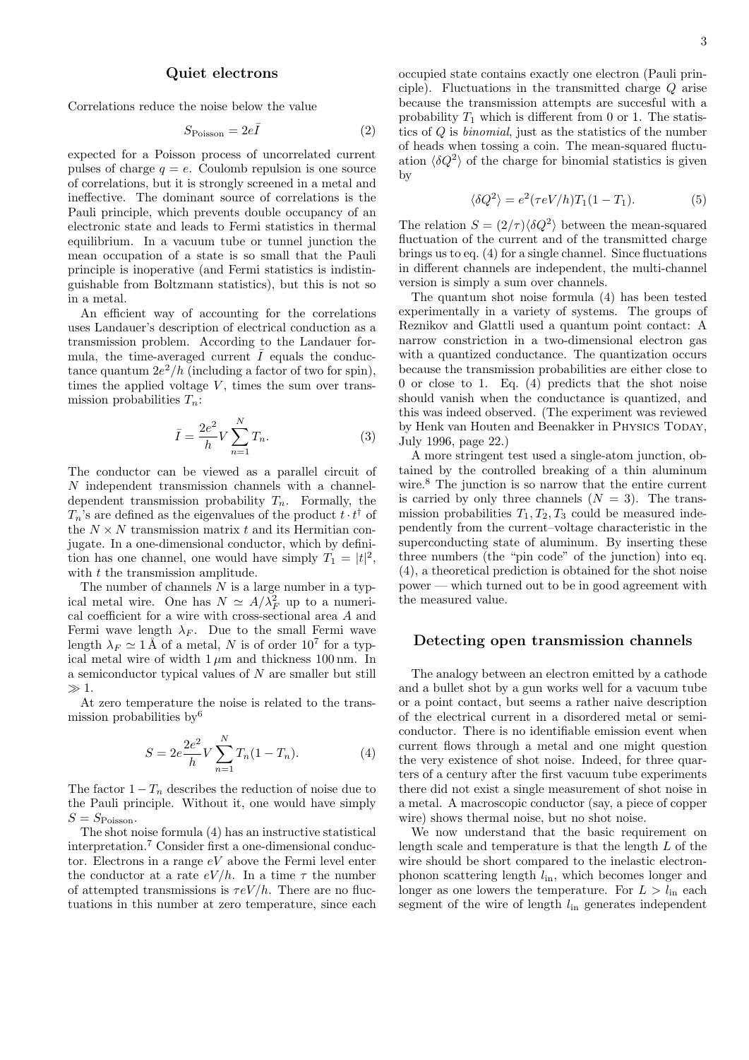### Quiet electrons

Correlations reduce the noise below the value

$$S_{\text{Poisson}} = 2e\bar{I} \tag{2}$$

expected for a Poisson process of uncorrelated current pulses of charge $q = e$. Coulomb repulsion is one source of correlations, but it is strongly screened in a metal and ineffective. The dominant source of correlations is the Pauli principle, which prevents double occupancy of an electronic state and leads to Fermi statistics in thermal equilibrium. In a vacuum tube or tunnel junction the mean occupation of a state is so small that the Pauli principle is inoperative (and Fermi statistics is indistinguishable from Boltzmann statistics), but this is not so in a metal.

An efficient way of accounting for the correlations uses Landauer's description of electrical conduction as a transmission problem. According to the Landauer formula, the time-averaged current $\bar{I}$ equals the conductance quantum $2e^2/h$ (including a factor of two for spin), times the applied voltage $V$, times the sum over transmission probabilities $T_n$:

$$\bar{I} = \frac{2e^2}{h} V \sum_{n=1}^{N} T_n. \tag{3}$$

The conductor can be viewed as a parallel circuit of $N$ independent transmission channels with a channel-dependent transmission probability $T_n$. Formally, the $T_n$'s are defined as the eigenvalues of the product $t \cdot t^\dagger$ of the $N \times N$ transmission matrix $t$ and its Hermitian conjugate. In a one-dimensional conductor, which by definition has one channel, one would have simply $T_1 = |t|^2$, with $t$ the transmission amplitude.

The number of channels $N$ is a large number in a typical metal wire. One has $N \simeq A/\lambda_F^2$ up to a numerical coefficient for a wire with cross-sectional area $A$ and Fermi wave length $\lambda_F$. Due to the small Fermi wave length $\lambda_F \simeq 1\,\text{Å}$ of a metal, $N$ is of order $10^7$ for a typical metal wire of width $1\,\mu\text{m}$ and thickness 100 nm. In a semiconductor typical values of $N$ are smaller but still $\gg 1$.

At zero temperature the noise is related to the transmission probabilities by[6]

$$S = 2e\frac{2e^2}{h} V \sum_{n=1}^{N} T_n(1 - T_n). \tag{4}$$

The factor $1 - T_n$ describes the reduction of noise due to the Pauli principle. Without it, one would have simply $S = S_{\text{Poisson}}$.

The shot noise formula (4) has an instructive statistical interpretation.[7] Consider first a one-dimensional conductor. Electrons in a range $eV$ above the Fermi level enter the conductor at a rate $eV/h$. In a time $\tau$ the number of attempted transmissions is $\tau eV/h$. There are no fluctuations in this number at zero temperature, since each occupied state contains exactly one electron (Pauli principle). Fluctuations in the transmitted charge $Q$ arise because the transmission attempts are succesful with a probability $T_1$ which is different from 0 or 1. The statistics of $Q$ is *binomial*, just as the statistics of the number of heads when tossing a coin. The mean-squared fluctuation $\langle \delta Q^2 \rangle$ of the charge for binomial statistics is given by

$$\langle \delta Q^2 \rangle = e^2(\tau eV/h) T_1(1 - T_1). \tag{5}$$

The relation $S = (2/\tau)\langle \delta Q^2 \rangle$ between the mean-squared fluctuation of the current and of the transmitted charge brings us to eq. (4) for a single channel. Since fluctuations in different channels are independent, the multi-channel version is simply a sum over channels.

The quantum shot noise formula (4) has been tested experimentally in a variety of systems. The groups of Reznikov and Glattli used a quantum point contact: A narrow constriction in a two-dimensional electron gas with a quantized conductance. The quantization occurs because the transmission probabilities are either close to 0 or close to 1. Eq. (4) predicts that the shot noise should vanish when the conductance is quantized, and this was indeed observed. (The experiment was reviewed by Henk van Houten and Beenakker in Physics Today, July 1996, page 22.)

A more stringent test used a single-atom junction, obtained by the controlled breaking of a thin aluminum wire.[8] The junction is so narrow that the entire current is carried by only three channels ($N = 3$). The transmission probabilities $T_1, T_2, T_3$ could be measured independently from the current–voltage characteristic in the superconducting state of aluminum. By inserting these three numbers (the "pin code" of the junction) into eq. (4), a theoretical prediction is obtained for the shot noise power — which turned out to be in good agreement with the measured value.

### Detecting open transmission channels

The analogy between an electron emitted by a cathode and a bullet shot by a gun works well for a vacuum tube or a point contact, but seems a rather naive description of the electrical current in a disordered metal or semiconductor. There is no identifiable emission event when current flows through a metal and one might question the very existence of shot noise. Indeed, for three quarters of a century after the first vacuum tube experiments there did not exist a single measurement of shot noise in a metal. A macroscopic conductor (say, a piece of copper wire) shows thermal noise, but no shot noise.

We now understand that the basic requirement on length scale and temperature is that the length $L$ of the wire should be short compared to the inelastic electron-phonon scattering length $l_{\text{in}}$, which becomes longer and longer as one lowers the temperature. For $L > l_{\text{in}}$ each segment of the wire of length $l_{\text{in}}$ generates independent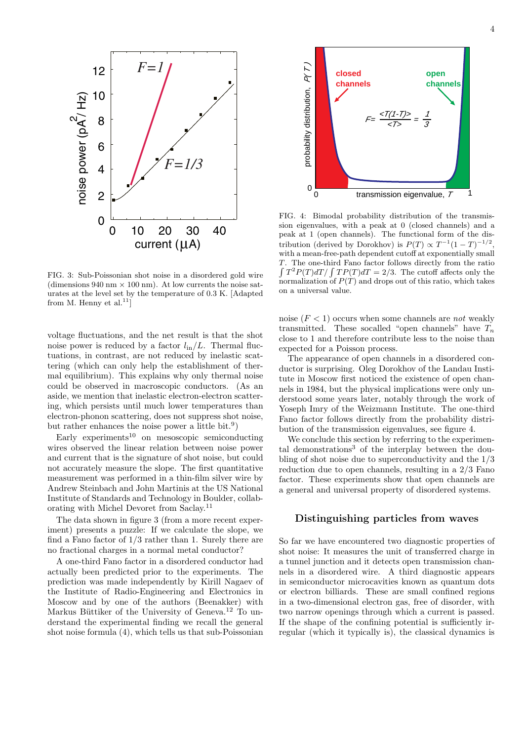FIG. 3: Sub-Poissonian shot noise in a disordered gold wire (dimensions 940 nm × 100 nm). At low currents the noise saturates at the level set by the temperature of 0.3 K. [Adapted from M. Henny et al.[11]]

FIG. 4: Bimodal probability distribution of the transmission eigenvalues, with a peak at 0 (closed channels) and a peak at 1 (open channels). The functional form of the distribution (derived by Dorokhov) is $P(T) \propto T^{-1}(1-T)^{-1/2}$, with a mean-free-path dependent cutoff at exponentially small $T$. The one-third Fano factor follows directly from the ratio $\int T^2 P(T)dT / \int TP(T)dT = 2/3$. The cutoff affects only the normalization of $P(T)$ and drops out of this ratio, which takes on a universal value.

voltage fluctuations, and the net result is that the shot noise power is reduced by a factor $l_{\rm in}/L$. Thermal fluctuations, in contrast, are not reduced by inelastic scattering (which can only help the establishment of thermal equilibrium). This explains why only thermal noise could be observed in macroscopic conductors. (As an aside, we mention that inelastic electron-electron scattering, which persists until much lower temperatures than electron-phonon scattering, does not suppress shot noise, but rather enhances the noise power a little bit.[9])

Early experiments[10] on mesoscopic semiconducting wires observed the linear relation between noise power and current that is the signature of shot noise, but could not accurately measure the slope. The first quantitative measurement was performed in a thin-film silver wire by Andrew Steinbach and John Martinis at the US National Institute of Standards and Technology in Boulder, collaborating with Michel Devoret from Saclay.[11]

The data shown in figure 3 (from a more recent experiment) presents a puzzle: If we calculate the slope, we find a Fano factor of 1/3 rather than 1. Surely there are no fractional charges in a normal metal conductor?

A one-third Fano factor in a disordered conductor had actually been predicted prior to the experiments. The prediction was made independently by Kirill Nagaev of the Institute of Radio-Engineering and Electronics in Moscow and by one of the authors (Beenakker) with Markus Büttiker of the University of Geneva.[12] To understand the experimental finding we recall the general shot noise formula (4), which tells us that sub-Poissonian noise ($F < 1$) occurs when some channels are *not* weakly transmitted. These socalled "open channels" have $T_n$ close to 1 and therefore contribute less to the noise than expected for a Poisson process.

The appearance of open channels in a disordered conductor is surprising. Oleg Dorokhov of the Landau Institute in Moscow first noticed the existence of open channels in 1984, but the physical implications were only understood some years later, notably through the work of Yoseph Imry of the Weizmann Institute. The one-third Fano factor follows directly from the probability distribution of the transmission eigenvalues, see figure 4.

We conclude this section by referring to the experimental demonstrations[3] of the interplay between the doubling of shot noise due to superconductivity and the 1/3 reduction due to open channels, resulting in a 2/3 Fano factor. These experiments show that open channels are a general and universal property of disordered systems.

## Distinguishing particles from waves

So far we have encountered two diagnostic properties of shot noise: It measures the unit of transferred charge in a tunnel junction and it detects open transmission channels in a disordered wire. A third diagnostic appears in semiconductor microcavities known as quantum dots or electron billiards. These are small confined regions in a two-dimensional electron gas, free of disorder, with two narrow openings through which a current is passed. If the shape of the confining potential is sufficiently irregular (which it typically is), the classical dynamics is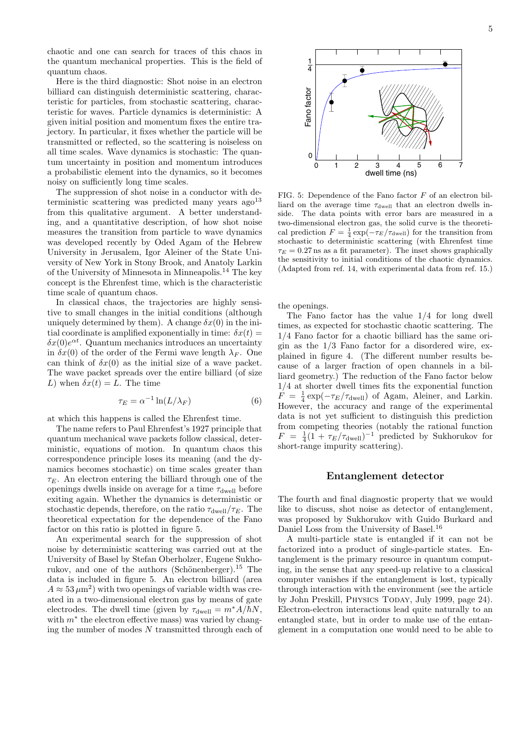chaotic and one can search for traces of this chaos in the quantum mechanical properties. This is the field of quantum chaos.

Here is the third diagnostic: Shot noise in an electron billiard can distinguish deterministic scattering, characteristic for particles, from stochastic scattering, characteristic for waves. Particle dynamics is deterministic: A given initial position and momentum fixes the entire trajectory. In particular, it fixes whether the particle will be transmitted or reflected, so the scattering is noiseless on all time scales. Wave dynamics is stochastic: The quantum uncertainty in position and momentum introduces a probabilistic element into the dynamics, so it becomes noisy on sufficiently long time scales.

The suppression of shot noise in a conductor with deterministic scattering was predicted many years ago[13] from this qualitative argument. A better understanding, and a quantitative description, of how shot noise measures the transition from particle to wave dynamics was developed recently by Oded Agam of the Hebrew University in Jerusalem, Igor Aleiner of the State University of New York in Stony Brook, and Anatoly Larkin of the University of Minnesota in Minneapolis.[14] The key concept is the Ehrenfest time, which is the characteristic time scale of quantum chaos.

In classical chaos, the trajectories are highly sensitive to small changes in the initial conditions (although uniquely determined by them). A change $\delta x(0)$ in the initial coordinate is amplified exponentially in time: $\delta x(t) = \delta x(0)e^{\alpha t}$. Quantum mechanics introduces an uncertainty in $\delta x(0)$ of the order of the Fermi wave length $\lambda_F$. One can think of $\delta x(0)$ as the initial size of a wave packet. The wave packet spreads over the entire billiard (of size $L$) when $\delta x(t) = L$. The time

$$\tau_E = \alpha^{-1} \ln(L/\lambda_F) \tag{6}$$

at which this happens is called the Ehrenfest time.

The name refers to Paul Ehrenfest's 1927 principle that quantum mechanical wave packets follow classical, deterministic, equations of motion. In quantum chaos this correspondence principle loses its meaning (and the dynamics becomes stochastic) on time scales greater than $\tau_E$. An electron entering the billiard through one of the openings dwells inside on average for a time $\tau_{\rm dwell}$ before exiting again. Whether the dynamics is deterministic or stochastic depends, therefore, on the ratio $\tau_{\rm dwell}/\tau_E$. The theoretical expectation for the dependence of the Fano factor on this ratio is plotted in figure 5.

An experimental search for the suppression of shot noise by deterministic scattering was carried out at the University of Basel by Stefan Oberholzer, Eugene Sukhorukov, and one of the authors (Schönenberger).[15] The data is included in figure 5. An electron billiard (area $A \approx 53\,\mu\text{m}^2$) with two openings of variable width was created in a two-dimensional electron gas by means of gate electrodes. The dwell time (given by $\tau_{\rm dwell} = m^* A/\hbar N$, with $m^*$ the electron effective mass) was varied by changing the number of modes $N$ transmitted through each of the openings.

FIG. 5: Dependence of the Fano factor $F$ of an electron billiard on the average time $\tau_{\rm dwell}$ that an electron dwells inside. The data points with error bars are measured in a two-dimensional electron gas, the solid curve is the theoretical prediction $F = \frac{1}{4}\exp(-\tau_E/\tau_{\rm dwell})$ for the transition from stochastic to deterministic scattering (with Ehrenfest time $\tau_E = 0.27$ ns as a fit parameter). The inset shows graphically the sensitivity to initial conditions of the chaotic dynamics. (Adapted from ref. 14, with experimental data from ref. 15.)

The Fano factor has the value 1/4 for long dwell times, as expected for stochastic chaotic scattering. The 1/4 Fano factor for a chaotic billiard has the same origin as the 1/3 Fano factor for a disordered wire, explained in figure 4. (The different number results because of a larger fraction of open channels in a billiard geometry.) The reduction of the Fano factor below 1/4 at shorter dwell times fits the exponential function $F = \frac{1}{4}\exp(-\tau_E/\tau_{\rm dwell})$ of Agam, Aleiner, and Larkin. However, the accuracy and range of the experimental data is not yet sufficient to distinguish this prediction from competing theories (notably the rational function $F = \frac{1}{4}(1 + \tau_E/\tau_{\rm dwell})^{-1}$ predicted by Sukhorukov for short-range impurity scattering).

## Entanglement detector

The fourth and final diagnostic property that we would like to discuss, shot noise as detector of entanglement, was proposed by Sukhorukov with Guido Burkard and Daniel Loss from the University of Basel.[16]

A multi-particle state is entangled if it can not be factorized into a product of single-particle states. Entanglement is the primary resource in quantum computing, in the sense that any speed-up relative to a classical computer vanishes if the entanglement is lost, typically through interaction with the environment (see the article by John Preskill, Physics Today, July 1999, page 24). Electron-electron interactions lead quite naturally to an entangled state, but in order to make use of the entanglement in a computation one would need to be able to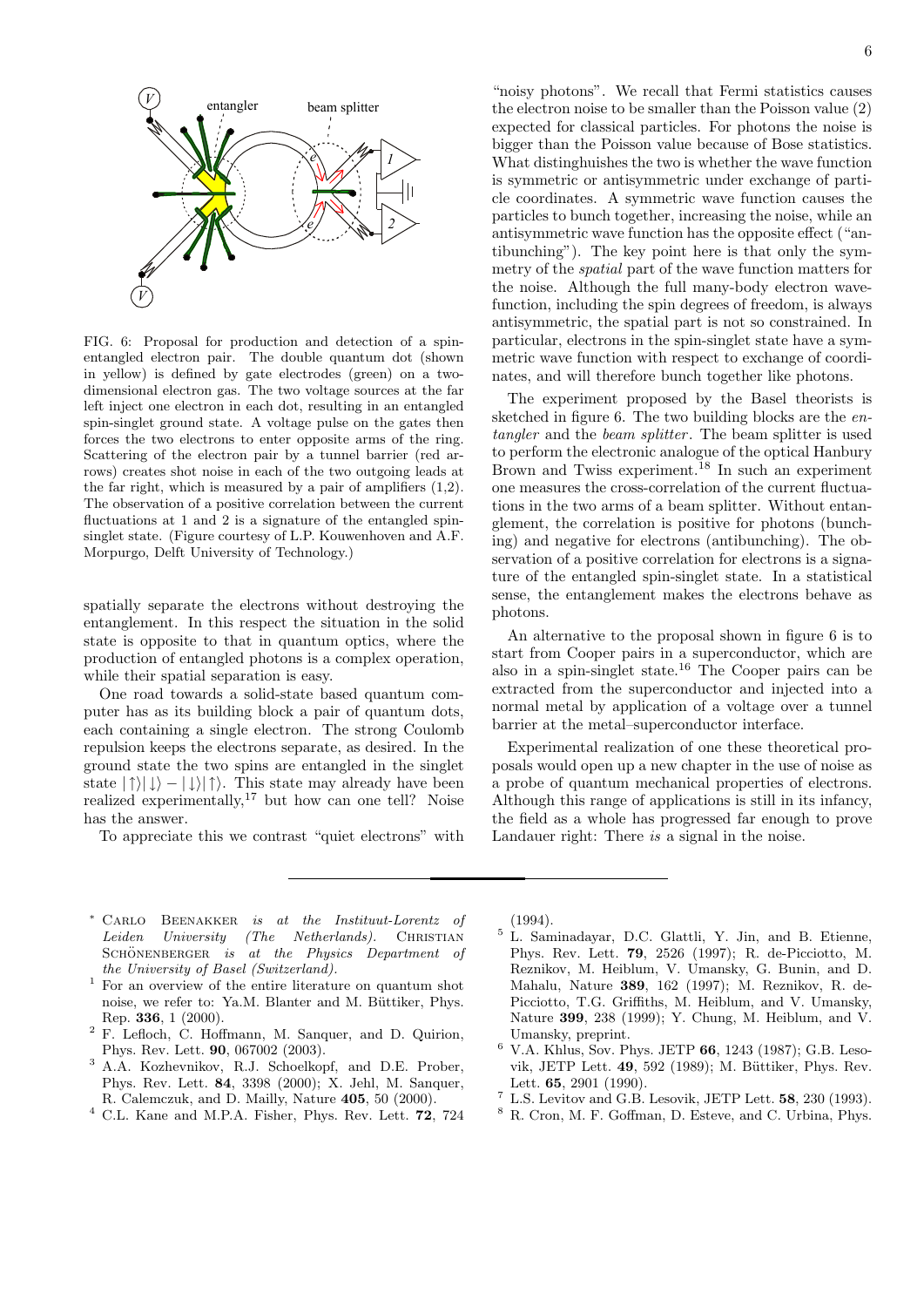FIG. 6: Proposal for production and detection of a spin-entangled electron pair. The double quantum dot (shown in yellow) is defined by gate electrodes (green) on a two-dimensional electron gas. The two voltage sources at the far left inject one electron in each dot, resulting in an entangled spin-singlet ground state. A voltage pulse on the gates then forces the two electrons to enter opposite arms of the ring. Scattering of the electron pair by a tunnel barrier (red arrows) creates shot noise in each of the two outgoing leads at the far right, which is measured by a pair of amplifiers (1,2). The observation of a positive correlation between the current fluctuations at 1 and 2 is a signature of the entangled spin-singlet state. (Figure courtesy of L.P. Kouwenhoven and A.F. Morpurgo, Delft University of Technology.)

spatially separate the electrons without destroying the entanglement. In this respect the situation in the solid state is opposite to that in quantum optics, where the production of entangled photons is a complex operation, while their spatial separation is easy.

One road towards a solid-state based quantum computer has as its building block a pair of quantum dots, each containing a single electron. The strong Coulomb repulsion keeps the electrons separate, as desired. In the ground state the two spins are entangled in the singlet state $|\uparrow\rangle|\downarrow\rangle - |\downarrow\rangle|\uparrow\rangle$. This state may already have been realized experimentally,[17] but how can one tell? Noise has the answer.

To appreciate this we contrast "quiet electrons" with "noisy photons". We recall that Fermi statistics causes the electron noise to be smaller than the Poisson value (2) expected for classical particles. For photons the noise is bigger than the Poisson value because of Bose statistics. What distinguishes the two is whether the wave function is symmetric or antisymmetric under exchange of particle coordinates. A symmetric wave function causes the particles to bunch together, increasing the noise, while an antisymmetric wave function has the opposite effect ("antibunching"). The key point here is that only the symmetry of the *spatial* part of the wave function matters for the noise. Although the full many-body electron wavefunction, including the spin degrees of freedom, is always antisymmetric, the spatial part is not so constrained. In particular, electrons in the spin-singlet state have a symmetric wave function with respect to exchange of coordinates, and will therefore bunch together like photons.

The experiment proposed by the Basel theorists is sketched in figure 6. The two building blocks are the *entangler* and the *beam splitter*. The beam splitter is used to perform the electronic analogue of the optical Hanbury Brown and Twiss experiment.[18] In such an experiment one measures the cross-correlation of the current fluctuations in the two arms of a beam splitter. Without entanglement, the correlation is positive for photons (bunching) and negative for electrons (antibunching). The observation of a positive correlation for electrons is a signature of the entangled spin-singlet state. In a statistical sense, the entanglement makes the electrons behave as photons.

An alternative to the proposal shown in figure 6 is to start from Cooper pairs in a superconductor, which are also in a spin-singlet state.[16] The Cooper pairs can be extracted from the superconductor and injected into a normal metal by application of a voltage over a tunnel barrier at the metal–superconductor interface.

Experimental realization of one these theoretical proposals would open up a new chapter in the use of noise as a probe of quantum mechanical properties of electrons. Although this range of applications is still in its infancy, the field as a whole has progressed far enough to prove Landauer right: There *is* a signal in the noise.

---

[*] Carlo Beenakker *is at the Instituut-Lorentz of Leiden University (The Netherlands).* Christian Schönenberger *is at the Physics Department of the University of Basel (Switzerland).*

[1] For an overview of the current literature on quantum shot noise, we refer to: Ya.M. Blanter and M. Büttiker, Phys. Rep. **336**, 1 (2000).

[2] F. Lefloch, C. Hoffmann, M. Sanquer, and D. Quirion, Phys. Rev. Lett. **90**, 067002 (2003).

[3] A.A. Kozhevnikov, R.J. Schoelkopf, and D.E. Prober, Phys. Rev. Lett. **84**, 3398 (2000); X. Jehl, M. Sanquer, R. Calemczuk, and D. Mailly, Nature **405**, 50 (2000).

[4] C.L. Kane and M.P.A. Fisher, Phys. Rev. Lett. **72**, 724 (1994).

[5] L. Saminadayar, D.C. Glattli, Y. Jin, and B. Etienne, Phys. Rev. Lett. **79**, 2526 (1997); R. de-Picciotto, M. Reznikov, M. Heiblum, V. Umansky, G. Bunin, and D. Mahalu, Nature **389**, 162 (1997); M. Reznikov, R. de-Picciotto, T.G. Griffiths, M. Heiblum, and V. Umansky, Nature **399**, 238 (1999); Y. Chung, M. Heiblum, and V. Umansky, preprint.

[6] V.A. Khlus, Sov. Phys. JETP **66**, 1243 (1987); G.B. Lesovik, JETP Lett. **49**, 592 (1989); M. Büttiker, Phys. Rev. Lett. **65**, 2901 (1990).

[7] L.S. Levitov and G.B. Lesovik, JETP Lett. **58**, 230 (1993).

[8] R. Cron, M. F. Goffman, D. Esteve, and C. Urbina, Phys.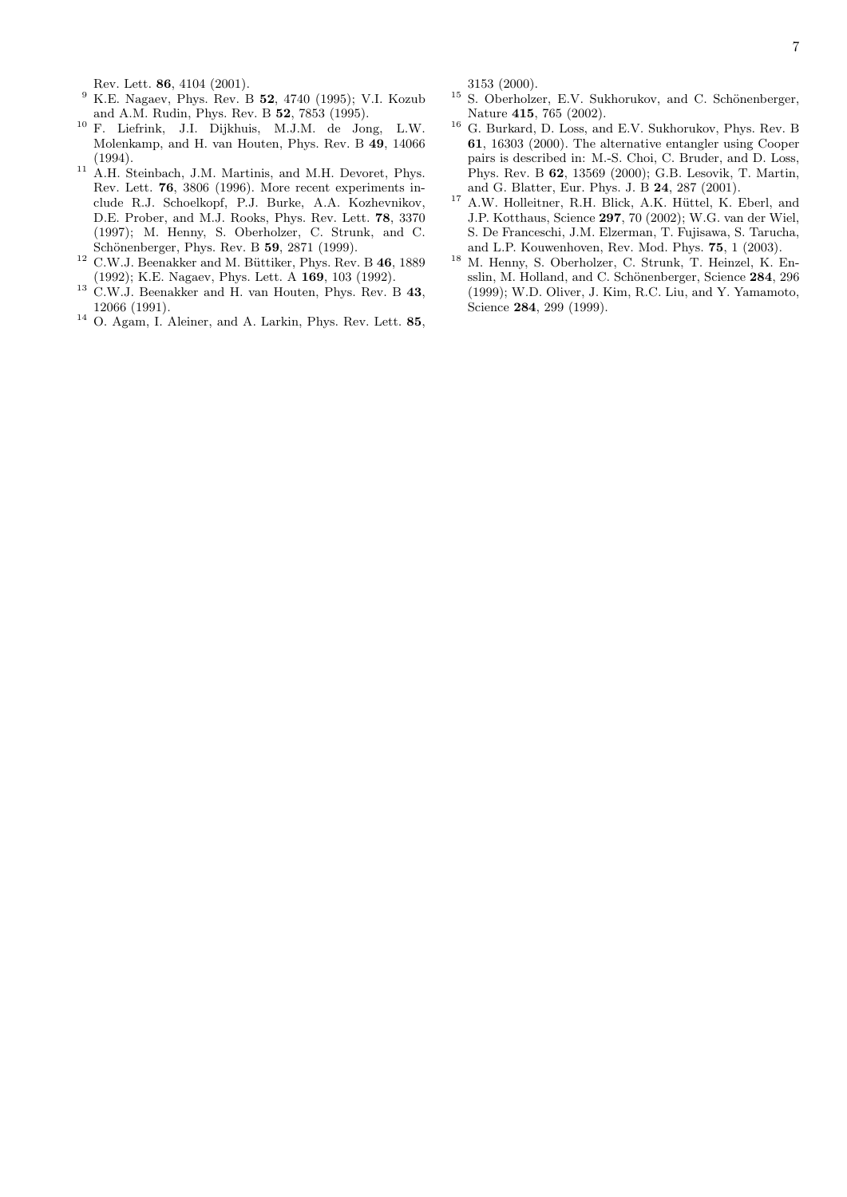Rev. Lett. **86**, 4104 (2001).

[9] K.E. Nagaev, Phys. Rev. B **52**, 4740 (1995); V.I. Kozub and A.M. Rudin, Phys. Rev. B **52**, 7853 (1995).

[10] F. Liefrink, J.I. Dijkhuis, M.J.M. de Jong, L.W. Molenkamp, and H. van Houten, Phys. Rev. B **49**, 14066 (1994).

[11] A.H. Steinbach, J.M. Martinis, and M.H. Devoret, Phys. Rev. Lett. **76**, 3806 (1996). More recent experiments include R.J. Schoelkopf, P.J. Burke, A.A. Kozhevnikov, D.E. Prober, and M.J. Rooks, Phys. Rev. Lett. **78**, 3370 (1997); M. Henny, S. Oberholzer, C. Strunk, and C. Schönenberger, Phys. Rev. B **59**, 2871 (1999).

[12] C.W.J. Beenakker and M. Büttiker, Phys. Rev. B **46**, 1889 (1992); K.E. Nagaev, Phys. Lett. A **169**, 103 (1992).

[13] C.W.J. Beenakker and H. van Houten, Phys. Rev. B **43**, 12066 (1991).

[14] O. Agam, I. Aleiner, and A. Larkin, Phys. Rev. Lett. **85**, 3153 (2000).

[15] S. Oberholzer, E.V. Sukhorukov, and C. Schönenberger, Nature **415**, 765 (2002).

[16] G. Burkard, D. Loss, and E.V. Sukhorukov, Phys. Rev. B **61**, 16303 (2000). The alternative entangler using Cooper pairs is described in: M.-S. Choi, C. Bruder, and D. Loss, Phys. Rev. B **62**, 13569 (2000); G.B. Lesovik, T. Martin, and G. Blatter, Eur. Phys. J. B **24**, 287 (2001).

[17] A.W. Holleitner, R.H. Blick, A.K. Hüttel, K. Eberl, and J.P. Kotthaus, Science **297**, 70 (2002); W.G. van der Wiel, S. De Franceschi, J.M. Elzerman, T. Fujisawa, S. Tarucha, and L.P. Kouwenhoven, Rev. Mod. Phys. **75**, 1 (2003).

[18] M. Henny, S. Oberholzer, C. Strunk, T. Heinzel, K. Ensslin, M. Holland, and C. Schönenberger, Science **284**, 296 (1999); W.D. Oliver, J. Kim, R.C. Liu, and Y. Yamamoto, Science **284**, 299 (1999).